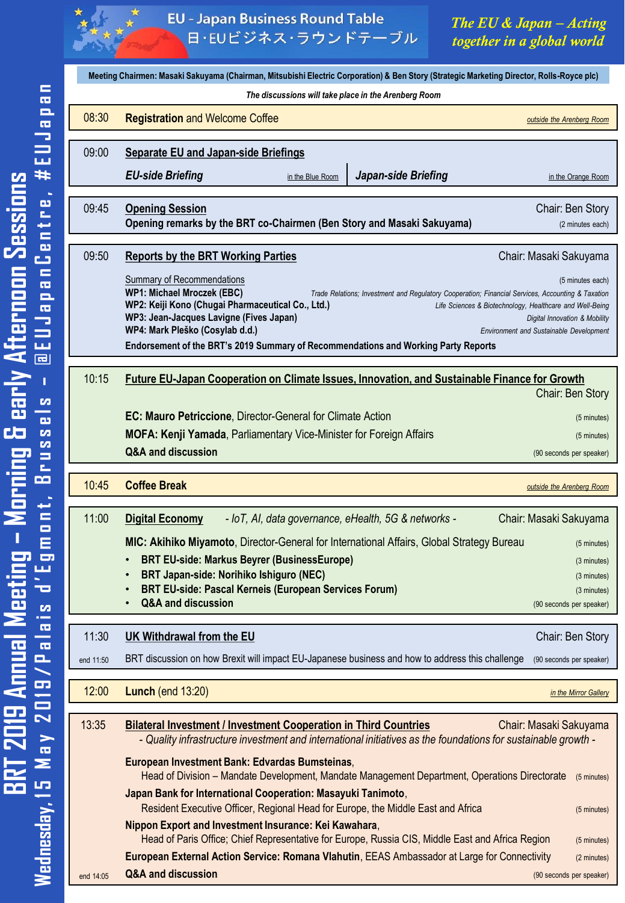# EU - Japan Business Round Table

日・EUビジネス・ラウンドテーブル

*The EU & Japan – Acting together in a global world*

**BRT 2019 Annual Meeting – Morning & early Afternoon Sessions**

**Wednesday, 15 May 2019/Palais d'Egmont, Brussels – @EUJapanCentre, #EUJapan**

**Meeting Chairmen: Masaki Sakuyama (Chairman, Mitsubishi Electric Corporation) & Ben Story (Strategic Marketing Director, Rolls-Royce plc)**

*The discussions will take place in the Arenberg Room*

---

**08:30** — **Registration** and Welcome Coffee — *outside the Arenberg Room*

---

**09:00** — **Separate EU and Japan-side Briefings**

- ***EU-side Briefing*** — in the Blue Room
- ***Japan-side Briefing*** — in the Orange Room

---

**09:45** — **Opening Session** — Chair: Ben Story

**Opening remarks by the BRT co-Chairmen (Ben Story and Masaki Sakuyama)** (2 minutes each)

---

**09:50** — **Reports by the BRT Working Parties** — Chair: Masaki Sakuyama

Summary of Recommendations (5 minutes each)

- **WP1: Michael Mroczek (EBC)** — *Trade Relations; Investment and Regulatory Cooperation; Financial Services, Accounting & Taxation*
- **WP2: Keiji Kono (Chugai Pharmaceutical Co., Ltd.)** — *Life Sciences & Biotechnology, Healthcare and Well-Being*
- **WP3: Jean-Jacques Lavigne (Fives Japan)** — *Digital Innovation & Mobility*
- **WP4: Mark Pleško (Cosylab d.d.)** — *Environment and Sustainable Development*

**Endorsement of the BRT's 2019 Summary of Recommendations and Working Party Reports**

---

**10:15** — **Future EU-Japan Cooperation on Climate Issues, Innovation, and Sustainable Finance for Growth** — Chair: Ben Story

- **EC: Mauro Petriccione**, Director-General for Climate Action (5 minutes)
- **MOFA: Kenji Yamada**, Parliamentary Vice-Minister for Foreign Affairs (5 minutes)
- **Q&A and discussion** (90 seconds per speaker)

---

**10:45** — **Coffee Break** — *outside the Arenberg Room*

---

**11:00** — **Digital Economy** *- IoT, AI, data governance, eHealth, 5G & networks -* — Chair: Masaki Sakuyama

**MIC: Akihiko Miyamoto**, Director-General for International Affairs, Global Strategy Bureau (5 minutes)

- **BRT EU-side: Markus Beyrer (BusinessEurope)** (3 minutes)
- **BRT Japan-side: Norihiko Ishiguro (NEC)** (3 minutes)
- **BRT EU-side: Pascal Kerneis (European Services Forum)** (3 minutes)
- **Q&A and discussion** (90 seconds per speaker)

---

**11:30** (end 11:50) — **UK Withdrawal from the EU** — Chair: Ben Story

BRT discussion on how Brexit will impact EU-Japanese business and how to address this challenge (90 seconds per speaker)

---

**12:00** — **Lunch** (end 13:20) — *in the Mirror Gallery*

---

**13:35** (end 14:05) — **Bilateral Investment / Investment Cooperation in Third Countries** — Chair: Masaki Sakuyama

*- Quality infrastructure investment and international initiatives as the foundations for sustainable growth -*

- **European Investment Bank: Edvardas Bumsteinas**, Head of Division – Mandate Development, Mandate Management Department, Operations Directorate (5 minutes)
- **Japan Bank for International Cooperation: Masayuki Tanimoto**, Resident Executive Officer, Regional Head for Europe, the Middle East and Africa (5 minutes)
- **Nippon Export and Investment Insurance: Kei Kawahara**, Head of Paris Office; Chief Representative for Europe, Russia CIS, Middle East and Africa Region (5 minutes)
- **European External Action Service: Romana Vlahutin**, EEAS Ambassador at Large for Connectivity (2 minutes)
- **Q&A and discussion** (90 seconds per speaker)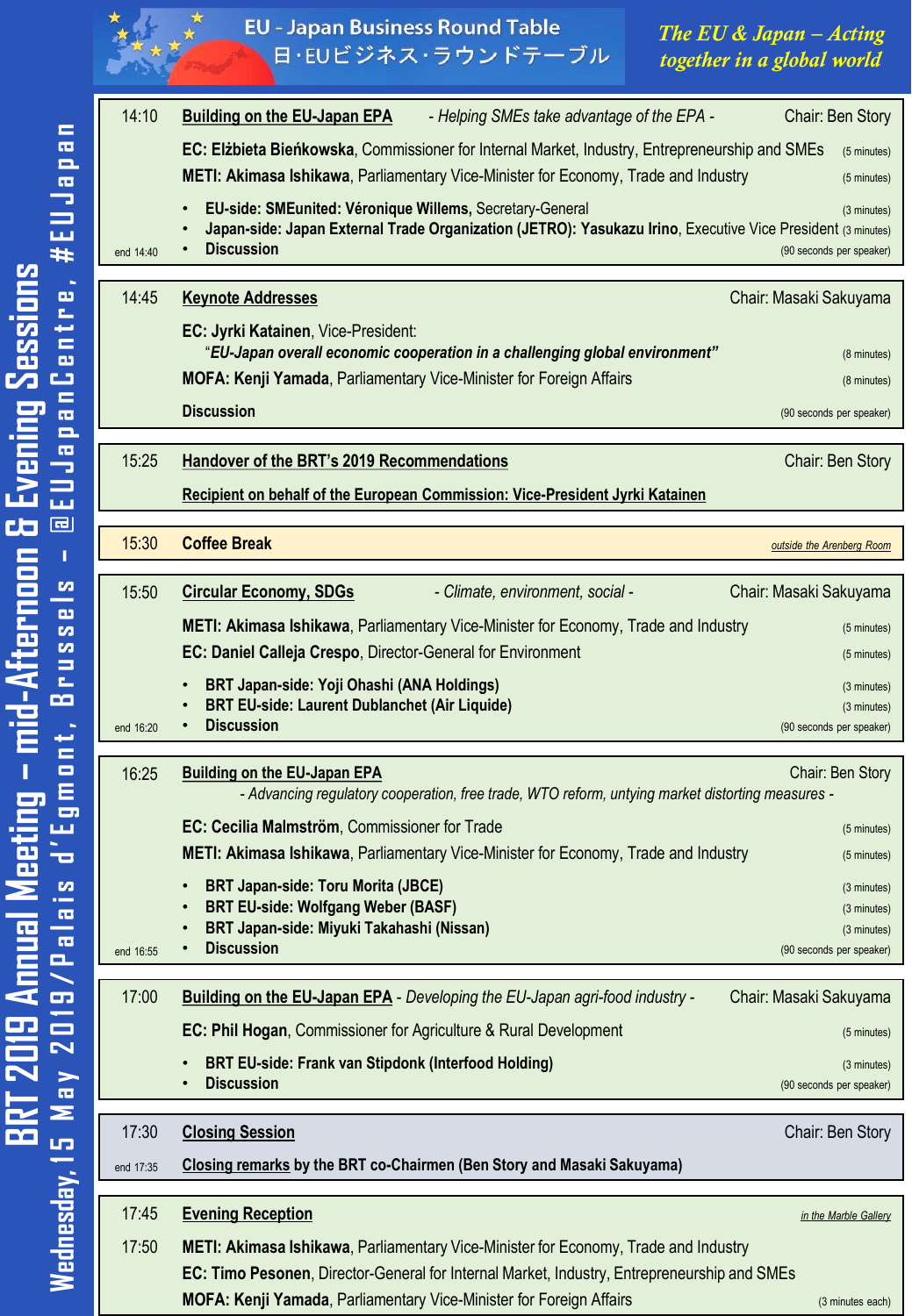# EU - Japan Business Round Table

日・EUビジネス・ラウンドテーブル

*The EU & Japan – Acting together in a global world*

## BRT 2019 Annual Meeting – mid-Afternoon & Evening Sessions

**Wednesday, 15 May 2019/Palais d'Egmont, Brussels – @EUJapanCentre, #EUJapan**

---

**14:10** **Building on the EU-Japan EPA** *- Helping SMEs take advantage of the EPA -* Chair: Ben Story

**EC: Elżbieta Bieńkowska**, Commissioner for Internal Market, Industry, Entrepreneurship and SMEs (5 minutes)

**METI: Akimasa Ishikawa**, Parliamentary Vice-Minister for Economy, Trade and Industry (5 minutes)

- **EU-side: SMEunited: Véronique Willems,** Secretary-General (3 minutes)
- **Japan-side: Japan External Trade Organization (JETRO): Yasukazu Irino**, Executive Vice President (3 minutes)
- **Discussion** (90 seconds per speaker)

end 14:40

---

**14:45** **Keynote Addresses** Chair: Masaki Sakuyama

**EC: Jyrki Katainen**, Vice-President:
"***EU-Japan overall economic cooperation in a challenging global environment"*** (8 minutes)

**MOFA: Kenji Yamada**, Parliamentary Vice-Minister for Foreign Affairs (8 minutes)

**Discussion** (90 seconds per speaker)

---

**15:25** **Handover of the BRT's 2019 Recommendations** Chair: Ben Story

**Recipient on behalf of the European Commission: Vice-President Jyrki Katainen**

---

**15:30** **Coffee Break** *outside the Arenberg Room*

---

**15:50** **Circular Economy, SDGs** *- Climate, environment, social -* Chair: Masaki Sakuyama

**METI: Akimasa Ishikawa**, Parliamentary Vice-Minister for Economy, Trade and Industry (5 minutes)

**EC: Daniel Calleja Crespo**, Director-General for Environment (5 minutes)

- **BRT Japan-side: Yoji Ohashi (ANA Holdings)** (3 minutes)
- **BRT EU-side: Laurent Dublanchet (Air Liquide)** (3 minutes)
- **Discussion** (90 seconds per speaker)

end 16:20

---

**16:25** **Building on the EU-Japan EPA** Chair: Ben Story

*- Advancing regulatory cooperation, free trade, WTO reform, untying market distorting measures -*

**EC: Cecilia Malmström**, Commissioner for Trade (5 minutes)

**METI: Akimasa Ishikawa**, Parliamentary Vice-Minister for Economy, Trade and Industry (5 minutes)

- **BRT Japan-side: Toru Morita (JBCE)** (3 minutes)
- **BRT EU-side: Wolfgang Weber (BASF)** (3 minutes)
- **BRT Japan-side: Miyuki Takahashi (Nissan)** (3 minutes)
- **Discussion** (90 seconds per speaker)

end 16:55

---

**17:00** **Building on the EU-Japan EPA** *- Developing the EU-Japan agri-food industry -* Chair: Masaki Sakuyama

**EC: Phil Hogan**, Commissioner for Agriculture & Rural Development (5 minutes)

- **BRT EU-side: Frank van Stipdonk (Interfood Holding)** (3 minutes)
- **Discussion** (90 seconds per speaker)

---

**17:30** **Closing Session** Chair: Ben Story

end 17:35 **Closing remarks by the BRT co-Chairmen (Ben Story and Masaki Sakuyama)**

---

**17:45** **Evening Reception** *in the Marble Gallery*

**17:50** **METI: Akimasa Ishikawa**, Parliamentary Vice-Minister for Economy, Trade and Industry

**EC: Timo Pesonen**, Director-General for Internal Market, Industry, Entrepreneurship and SMEs

**MOFA: Kenji Yamada**, Parliamentary Vice-Minister for Foreign Affairs (3 minutes each)